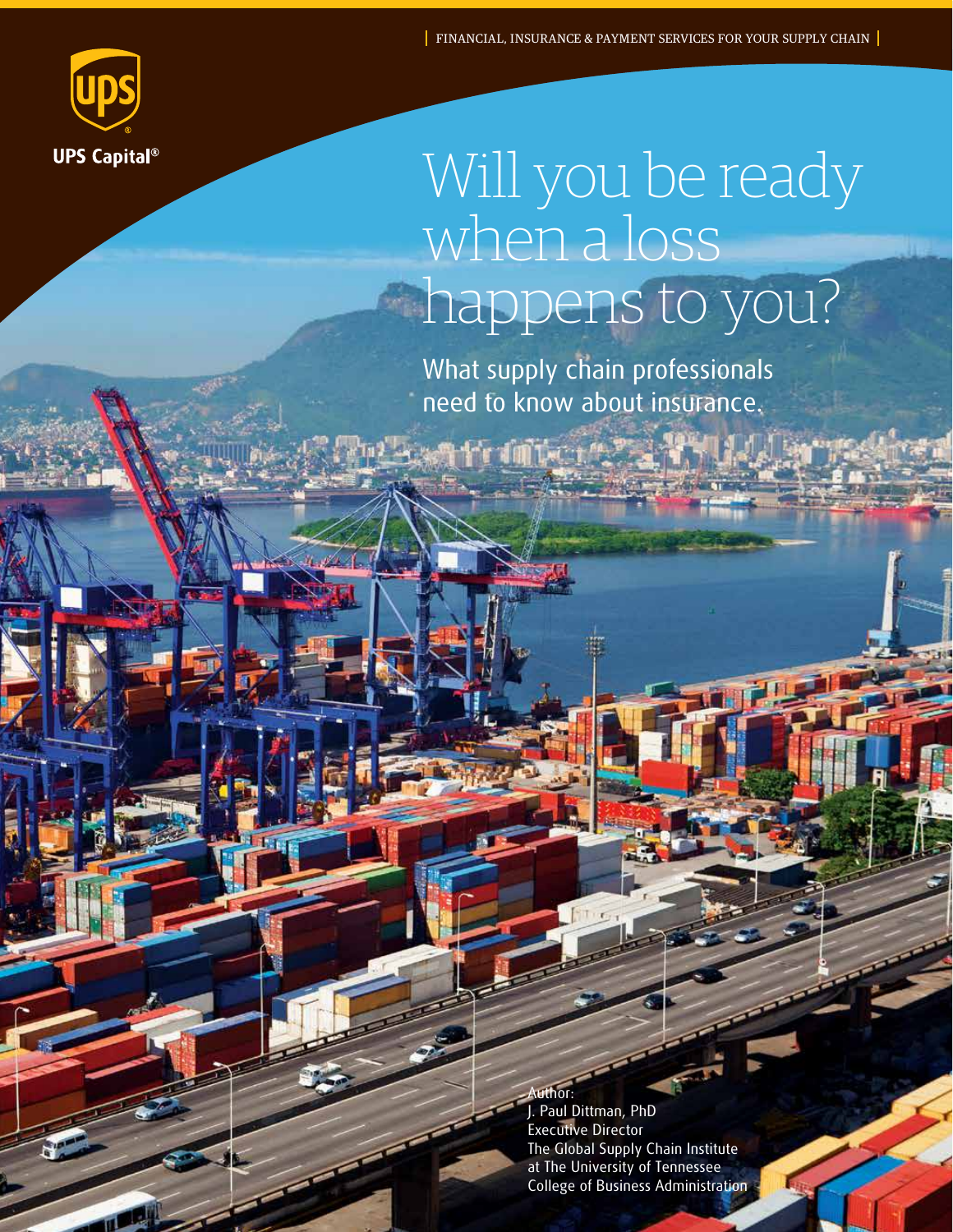FINANCIAL, INSURANCE & PAYMENT SERVICES FOR YOUR SUPPLY CHAIN

UPS Capital®

# Will you be ready when a loss happens to you?

## What supply chain professionals need to know about insurance.

Author:
J. Paul Dittman, PhD
Executive Director
The Global Supply Chain Institute
at The University of Tennessee
College of Business Administration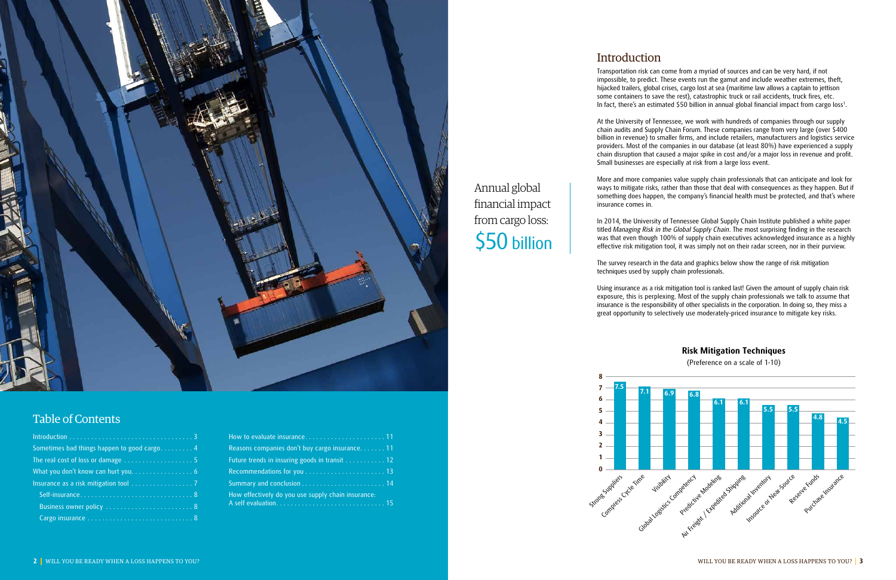## Table of Contents

- Introduction . . . . . 3
- Sometimes bad things happen to good cargo . . . . . 4
- The real cost of loss or damage . . . . . 5
- What you don't know can hurt you . . . . . 6
- Insurance as a risk mitigation tool . . . . . 7
  - Self-insurance . . . . . 8
  - Business owner policy . . . . . 8
  - Cargo insurance . . . . . 8
- How to evaluate insurance . . . . . 11
- Reasons companies don't buy cargo insurance . . . . . 11
- Future trends in insuring goods in transit . . . . . 12
- Recommendations for you . . . . . 13
- Summary and conclusion . . . . . 14
- How effectively do you use supply chain insurance: A self evaluation . . . . . 15

Annual global financial impact from cargo loss: **$50 billion**

## Introduction

Transportation risk can come from a myriad of sources and can be very hard, if not impossible, to predict. These events run the gamut and include weather extremes, theft, hijacked trailers, global crises, cargo lost at sea (maritime law allows a captain to jettison some containers to save the rest), catastrophic truck or rail accidents, truck fires, etc. In fact, there's an estimated $50 billion in annual global financial impact from cargo loss[1].

At the University of Tennessee, we work with hundreds of companies through our supply chain audits and Supply Chain Forum. These companies range from very large (over $400 billion in revenue) to smaller firms, and include retailers, manufacturers and logistics service providers. Most of the companies in our database (at least 80%) have experienced a supply chain disruption that caused a major spike in cost and/or a major loss in revenue and profit. Small businesses are especially at risk from a large loss event.

More and more companies value supply chain professionals that can anticipate and look for ways to mitigate risks, rather than those that deal with consequences as they happen. But if something does happen, the company's financial health must be protected, and that's where insurance comes in.

In 2014, the University of Tennessee Global Supply Chain Institute published a white paper titled *Managing Risk in the Global Supply Chain*. The most surprising finding in the research was that even though 100% of supply chain executives acknowledged insurance as a highly effective risk mitigation tool, it was simply not on their radar screen, nor in their purview.

The survey research in the data and graphics below show the range of risk mitigation techniques used by supply chain professionals.

Using insurance as a risk mitigation tool is ranked last! Given the amount of supply chain risk exposure, this is perplexing. Most of the supply chain professionals we talk to assume that insurance is the responsibility of other specialists in the corporation. In doing so, they miss a great opportunity to selectively use moderately-priced insurance to mitigate key risks.

### Risk Mitigation Techniques

(Preference on a scale of 1-10)

| Technique | Preference |
|---|---|
| Strong Suppliers | 7.5 |
| Compress Cycle Time | 7.1 |
| Visibility | 6.9 |
| Global Logistics Competency | 6.8 |
| Predictive Modeling | 6.1 |
| Air Freight / Expedited Shipping | 6.1 |
| Additional Inventory | 5.5 |
| Insource or Near-Source | 5.5 |
| Reserve Funds | 4.8 |
| Purchase Insurance | 4.5 |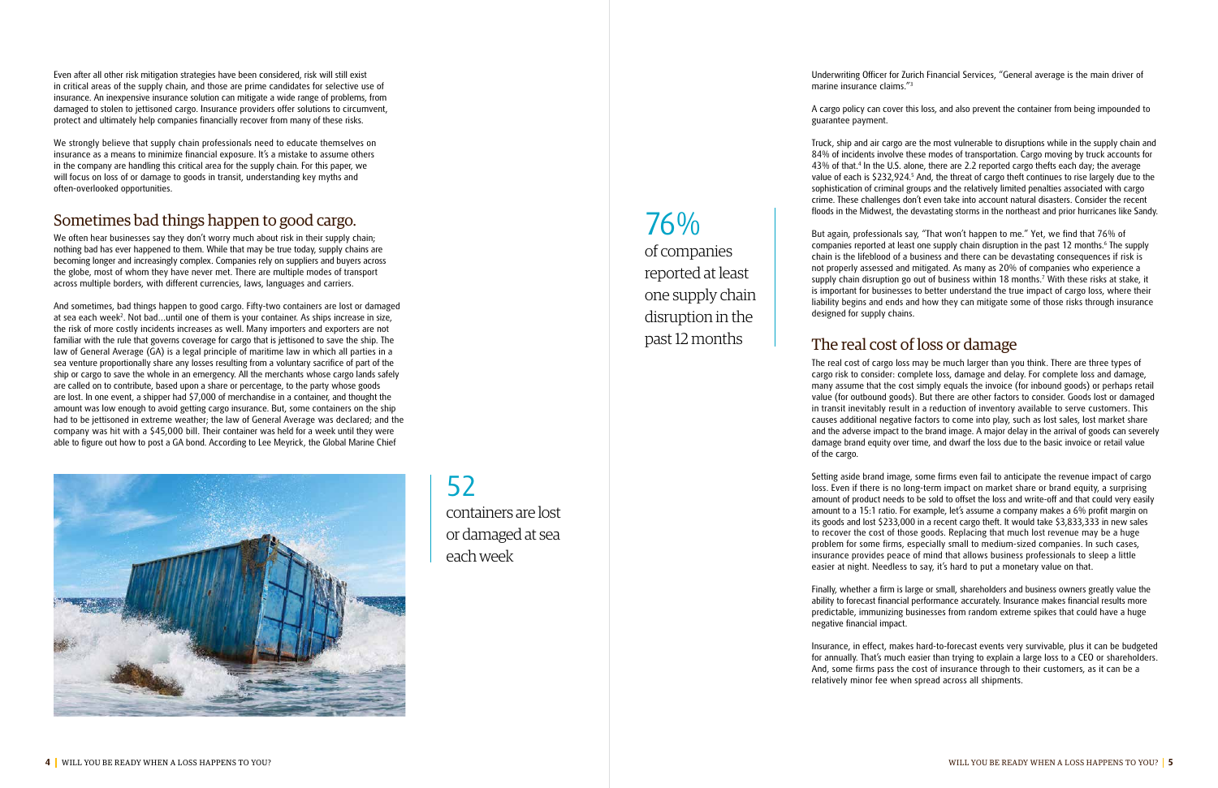Even after all other risk mitigation strategies have been considered, risk will still exist in critical areas of the supply chain, and those are prime candidates for selective use of insurance. An inexpensive insurance solution can mitigate a wide range of problems, from damaged to stolen to jettisoned cargo. Insurance providers offer solutions to circumvent, protect and ultimately help companies financially recover from many of these risks.

We strongly believe that supply chain professionals need to educate themselves on insurance as a means to minimize financial exposure. It's a mistake to assume others in the company are handling this critical area for the supply chain. For this paper, we will focus on loss of or damage to goods in transit, understanding key myths and often-overlooked opportunities.

## Sometimes bad things happen to good cargo.

We often hear businesses say they don't worry much about risk in their supply chain; nothing bad has ever happened to them. While that may be true today, supply chains are becoming longer and increasingly complex. Companies rely on suppliers and buyers across the globe, most of whom they have never met. There are multiple modes of transport across multiple borders, with different currencies, laws, languages and carriers.

And sometimes, bad things happen to good cargo. Fifty-two containers are lost or damaged at sea each week[2]. Not bad…until one of them is your container. As ships increase in size, the risk of more costly incidents increases as well. Many importers and exporters are not familiar with the rule that governs coverage for cargo that is jettisoned to save the ship. The law of General Average (GA) is a legal principle of maritime law in which all parties in a sea venture proportionally share any losses resulting from a voluntary sacrifice of part of the ship or cargo to save the whole in an emergency. All the merchants whose cargo lands safely are called on to contribute, based upon a share or percentage, to the party whose goods are lost. In one event, a shipper had $7,000 of merchandise in a container, and thought the amount was low enough to avoid getting cargo insurance. But, some containers on the ship had to be jettisoned in extreme weather; the law of General Average was declared; and the company was hit with a $45,000 bill. Their container was held for a week until they were able to figure out how to post a GA bond. According to Lee Meyrick, the Global Marine Chief Underwriting Officer for Zurich Financial Services, "General average is the main driver of marine insurance claims."[3]

**52**
containers are lost or damaged at sea each week

A cargo policy can cover this loss, and also prevent the container from being impounded to guarantee payment.

Truck, ship and air cargo are the most vulnerable to disruptions while in the supply chain and 84% of incidents involve these modes of transportation. Cargo moving by truck accounts for 43% of that.[4] In the U.S. alone, there are 2.2 reported cargo thefts each day; the average value of each is $232,924.[5] And, the threat of cargo theft continues to rise largely due to the sophistication of criminal groups and the relatively limited penalties associated with cargo crime. These challenges don't even take into account natural disasters. Consider the recent floods in the Midwest, the devastating storms in the northeast and prior hurricanes like Sandy.

But again, professionals say, "That won't happen to me." Yet, we find that 76% of companies reported at least one supply chain disruption in the past 12 months.[6] The supply chain is the lifeblood of a business and there can be devastating consequences if risk is not properly assessed and mitigated. As many as 20% of companies who experience a supply chain disruption go out of business within 18 months.[7] With these risks at stake, it is important for businesses to better understand the true impact of cargo loss, where their liability begins and ends and how they can mitigate some of those risks through insurance designed for supply chains.

**76%**
of companies reported at least one supply chain disruption in the past 12 months

## The real cost of loss or damage

The real cost of cargo loss may be much larger than you think. There are three types of cargo risk to consider: complete loss, damage and delay. For complete loss and damage, many assume that the cost simply equals the invoice (for inbound goods) or perhaps retail value (for outbound goods). But there are other factors to consider. Goods lost or damaged in transit inevitably result in a reduction of inventory available to serve customers. This causes additional negative factors to come into play, such as lost sales, lost market share and the adverse impact to the brand image. A major delay in the arrival of goods can severely damage brand equity over time, and dwarf the loss due to the basic invoice or retail value of the cargo.

Setting aside brand image, some firms even fail to anticipate the revenue impact of cargo loss. Even if there is no long-term impact on market share or brand equity, a surprising amount of product needs to be sold to offset the loss and write-off and that could very easily amount to a 15:1 ratio. For example, let's assume a company makes a 6% profit margin on its goods and lost $233,000 in a recent cargo theft. It would take $3,833,333 in new sales to recover the cost of those goods. Replacing that much lost revenue may be a huge problem for some firms, especially small to medium-sized companies. In such cases, insurance provides peace of mind that allows business professionals to sleep a little easier at night. Needless to say, it's hard to put a monetary value on that.

Finally, whether a firm is large or small, shareholders and business owners greatly value the ability to forecast financial performance accurately. Insurance makes financial results more predictable, immunizing businesses from random extreme spikes that could have a huge negative financial impact.

Insurance, in effect, makes hard-to-forecast events very survivable, plus it can be budgeted for annually. That's much easier than trying to explain a large loss to a CEO or shareholders. And, some firms pass the cost of insurance through to their customers, as it can be a relatively minor fee when spread across all shipments.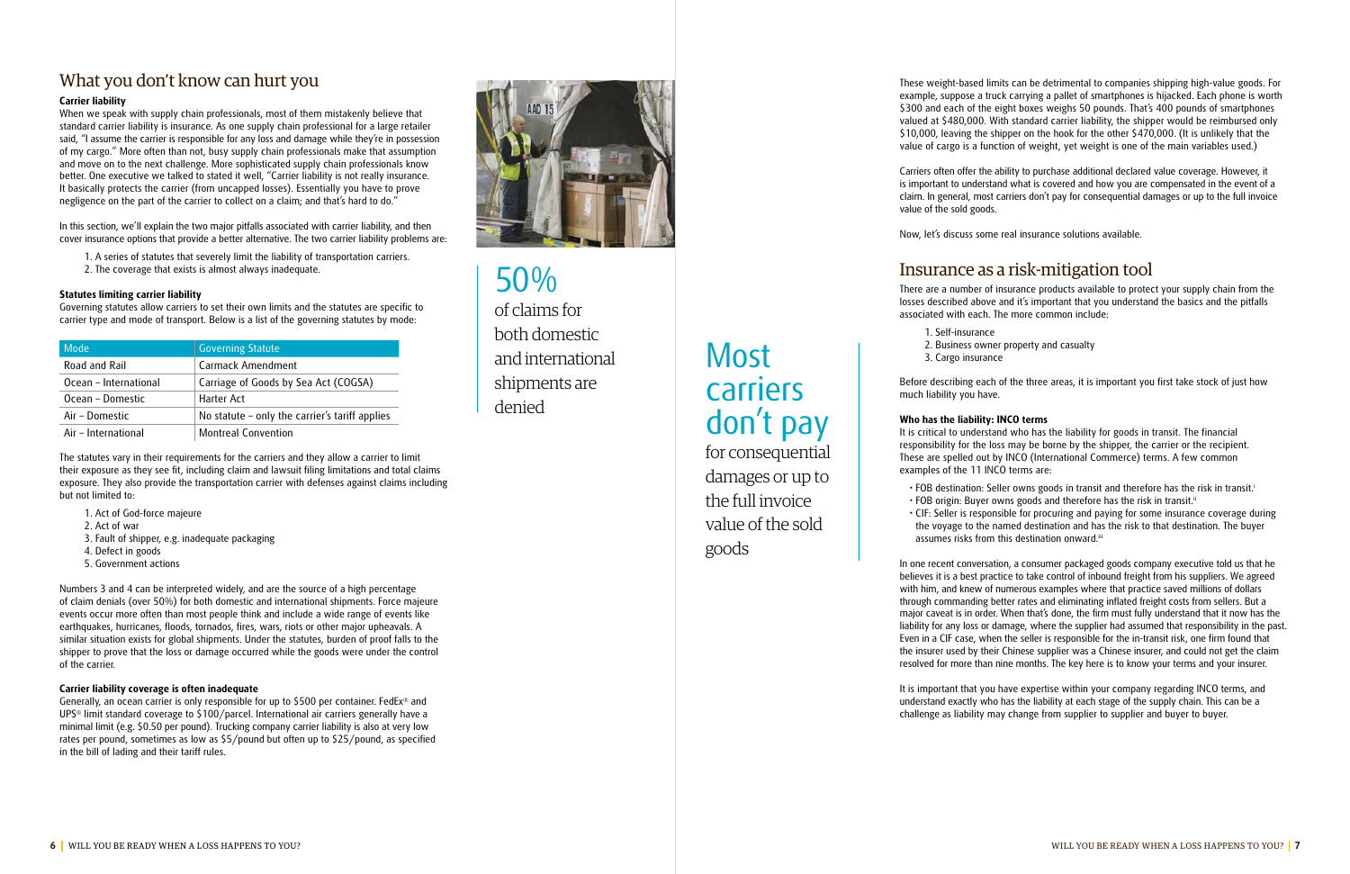## What you don't know can hurt you

**Carrier liability**

When we speak with supply chain professionals, most of them mistakenly believe that standard carrier liability is insurance. As one supply chain professional for a large retailer said, "I assume the carrier is responsible for any loss and damage while they're in possession of my cargo." More often than not, busy supply chain professionals make that assumption and move on to the next challenge. More sophisticated supply chain professionals know better. One executive we talked to stated it well, "Carrier liability is not really insurance. It basically protects the carrier (from uncapped losses). Essentially you have to prove negligence on the part of the carrier to collect on a claim; and that's hard to do."

In this section, we'll explain the two major pitfalls associated with carrier liability, and then cover insurance options that provide a better alternative. The two carrier liability problems are:

1. A series of statutes that severely limit the liability of transportation carriers.
2. The coverage that exists is almost always inadequate.

**Statutes limiting carrier liability**

Governing statutes allow carriers to set their own limits and the statutes are specific to carrier type and mode of transport. Below is a list of the governing statutes by mode:

| Mode | Governing Statute |
|---|---|
| Road and Rail | Carmack Amendment |
| Ocean – International | Carriage of Goods by Sea Act (COGSA) |
| Ocean – Domestic | Harter Act |
| Air – Domestic | No statute – only the carrier's tariff applies |
| Air – International | Montreal Convention |

The statutes vary in their requirements for the carriers and they allow a carrier to limit their exposure as they see fit, including claim and lawsuit filing limitations and total claims exposure. They also provide the transportation carrier with defenses against claims including but not limited to:

1. Act of God-force majeure
2. Act of war
3. Fault of shipper, e.g. inadequate packaging
4. Defect in goods
5. Government actions

Numbers 3 and 4 can be interpreted widely, and are the source of a high percentage of claim denials (over 50%) for both domestic and international shipments. Force majeure events occur more often than most people think and include a wide range of events like earthquakes, hurricanes, floods, tornados, fires, wars, riots or other major upheavals. A similar situation exists for global shipments. Under the statutes, burden of proof falls to the shipper to prove that the loss or damage occurred while the goods were under the control of the carrier.

**Carrier liability coverage is often inadequate**

Generally, an ocean carrier is only responsible for up to $500 per container. FedEx® and UPS® limit standard coverage to $100/parcel. International air carriers generally have a minimal limit (e.g. $0.50 per pound). Trucking company carrier liability is also at very low rates per pound, sometimes as low as $5/pound but often up to $25/pound, as specified in the bill of lading and their tariff rules.

50% of claims for both domestic and international shipments are denied

Most carriers don't pay for consequential damages or up to the full invoice value of the sold goods

These weight-based limits can be detrimental to companies shipping high-value goods. For example, suppose a truck carrying a pallet of smartphones is hijacked. Each phone is worth $300 and each of the eight boxes weighs 50 pounds. That's 400 pounds of smartphones valued at $480,000. With standard carrier liability, the shipper would be reimbursed only $10,000, leaving the shipper on the hook for the other $470,000. (It is unlikely that the value of cargo is a function of weight, yet weight is one of the main variables used.)

Carriers often offer the ability to purchase additional declared value coverage. However, it is important to understand what is covered and how you are compensated in the event of a claim. In general, most carriers don't pay for consequential damages or up to the full invoice value of the sold goods.

Now, let's discuss some real insurance solutions available.

## Insurance as a risk-mitigation tool

There are a number of insurance products available to protect your supply chain from the losses described above and it's important that you understand the basics and the pitfalls associated with each. The more common include:

1. Self-insurance
2. Business owner property and casualty
3. Cargo insurance

Before describing each of the three areas, it is important you first take stock of just how much liability you have.

**Who has the liability: INCO terms**

It is critical to understand who has the liability for goods in transit. The financial responsibility for the loss may be borne by the shipper, the carrier or the recipient. These are spelled out by INCO (International Commerce) terms. A few common examples of the 11 INCO terms are:

- FOB destination: Seller owns goods in transit and therefore has the risk in transit.[i]
- FOB origin: Buyer owns goods and therefore has the risk in transit.[ii]
- CIF: Seller is responsible for procuring and paying for some insurance coverage during the voyage to the named destination and has the risk to that destination. The buyer assumes risks from this destination onward.[iii]

In one recent conversation, a consumer packaged goods company executive told us that he believes it is a best practice to take control of inbound freight from his suppliers. We agreed with him, and knew of numerous examples where that practice saved millions of dollars through commanding better rates and eliminating inflated freight costs from sellers. But a major caveat is in order. When that's done, the firm must fully understand that it now has the liability for any loss or damage, where the supplier had assumed that responsibility in the past. Even in a CIF case, when the seller is responsible for the in-transit risk, one firm found that the insurer used by their Chinese supplier was a Chinese insurer, and could not get the claim resolved for more than nine months. The key here is to know your terms and your insurer.

It is important that you have expertise within your company regarding INCO terms, and understand exactly who has the liability at each stage of the supply chain. This can be a challenge as liability may change from supplier to supplier and buyer to buyer.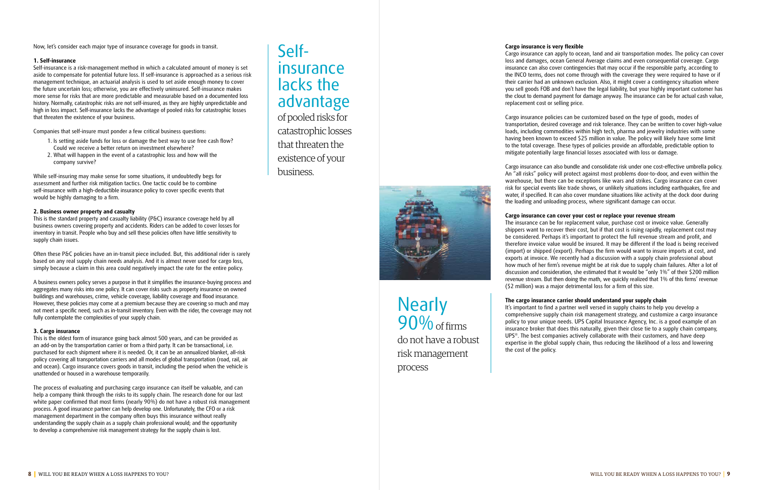Now, let's consider each major type of insurance coverage for goods in transit.

**1. Self-insurance**

Self-insurance is a risk-management method in which a calculated amount of money is set aside to compensate for potential future loss. If self-insurance is approached as a serious risk management technique, an actuarial analysis is used to set aside enough money to cover the future uncertain loss; otherwise, you are effectively uninsured. Self-insurance makes more sense for risks that are more predictable and measurable based on a documented loss history. Normally, catastrophic risks are not self-insured, as they are highly unpredictable and high in loss impact. Self-insurance lacks the advantage of pooled risks for catastrophic losses that threaten the existence of your business.

Companies that self-insure must ponder a few critical business questions:

1. Is setting aside funds for loss or damage the best way to use free cash flow? Could we receive a better return on investment elsewhere?
2. What will happen in the event of a catastrophic loss and how will the company survive?

While self-insuring may make sense for some situations, it undoubtedly begs for assessment and further risk mitigation tactics. One tactic could be to combine self-insurance with a high-deductible insurance policy to cover specific events that would be highly damaging to a firm.

**2. Business owner property and casualty**

This is the standard property and casualty liability (P&C) insurance coverage held by all business owners covering property and accidents. Riders can be added to cover losses for inventory in transit. People who buy and sell these policies often have little sensitivity to supply chain issues.

Often these P&C policies have an in-transit piece included. But, this additional rider is rarely based on any real supply chain needs analysis. And it is almost never used for cargo loss, simply because a claim in this area could negatively impact the rate for the entire policy.

A business owners policy serves a purpose in that it simplifies the insurance-buying process and aggregates many risks into one policy. It can cover risks such as property insurance on owned buildings and warehouses, crime, vehicle coverage, liability coverage and flood insurance. However, these policies may come at a premium because they are covering so much and may not meet a specific need, such as in-transit inventory. Even with the rider, the coverage may not fully contemplate the complexities of your supply chain.

**3. Cargo insurance**

This is the oldest form of insurance going back almost 500 years, and can be provided as an add-on by the transportation carrier or from a third party. It can be transactional, i.e. purchased for each shipment where it is needed. Or, it can be an annualized blanket, all-risk policy covering all transportation carriers and all modes of global transportation (road, rail, air and ocean). Cargo insurance covers goods in transit, including the period when the vehicle is unattended or housed in a warehouse temporarily.

The process of evaluating and purchasing cargo insurance can itself be valuable, and can help a company think through the risks to its supply chain. The research done for our last white paper confirmed that most firms (nearly 90%) do not have a robust risk management process. A good insurance partner can help develop one. Unfortunately, the CFO or a risk management department in the company often buys this insurance without really understanding the supply chain as a supply chain professional would; and the opportunity to develop a comprehensive risk management strategy for the supply chain is lost.

> Self-insurance lacks the advantage of pooled risks for catastrophic losses that threaten the existence of your business.

> Nearly 90% of firms do not have a robust risk management process

**Cargo insurance is very flexible**

Cargo insurance can apply to ocean, land and air transportation modes. The policy can cover loss and damages, ocean General Average claims and even consequential coverage. Cargo insurance can also cover contingencies that may occur if the responsible party, according to the INCO terms, does not come through with the coverage they were required to have or if their carrier had an unknown exclusion. Also, it might cover a contingency situation where you sell goods FOB and don't have the legal liability, but your highly important customer has the clout to demand payment for damage anyway. The insurance can be for actual cash value, replacement cost or selling price.

Cargo insurance policies can be customized based on the type of goods, modes of transportation, desired coverage and risk tolerance. They can be written to cover high-value loads, including commodities within high tech, pharma and jewelry industries with some having been known to exceed $25 million in value. The policy will likely have some limit to the total coverage. These types of policies provide an affordable, predictable option to mitigate potentially large financial losses associated with loss or damage.

Cargo insurance can also bundle and consolidate risk under one cost-effective umbrella policy. An "all risks" policy will protect against most problems door-to-door, and even within the warehouse, but there can be exceptions like wars and strikes. Cargo insurance can cover risk for special events like trade shows, or unlikely situations including earthquakes, fire and water, if specified. It can also cover mundane situations like activity at the dock door during the loading and unloading process, where significant damage can occur.

**Cargo insurance can cover your cost or replace your revenue stream**

The insurance can be for replacement value, purchase cost or invoice value. Generally shippers want to recover their cost, but if that cost is rising rapidly, replacement cost may be considered. Perhaps it's important to protect the full revenue stream and profit, and therefore invoice value would be insured. It may be different if the load is being received (import) or shipped (export). Perhaps the firm would want to insure imports at cost, and exports at invoice. We recently had a discussion with a supply chain professional about how much of her firm's revenue might be at risk due to supply chain failures. After a lot of discussion and consideration, she estimated that it would be "only 1%" of their $200 million revenue stream. But then doing the math, we quickly realized that 1% of this firms' revenue ($2 million) was a major detrimental loss for a firm of this size.

**The cargo insurance carrier should understand your supply chain**

It's important to find a partner well versed in supply chains to help you develop a comprehensive supply chain risk management strategy, and customize a cargo insurance policy to your unique needs. UPS Capital Insurance Agency, Inc. is a good example of an insurance broker that does this naturally, given their close tie to a supply chain company, UPS®. The best companies actively collaborate with their customers, and have deep expertise in the global supply chain, thus reducing the likelihood of a loss and lowering the cost of the policy.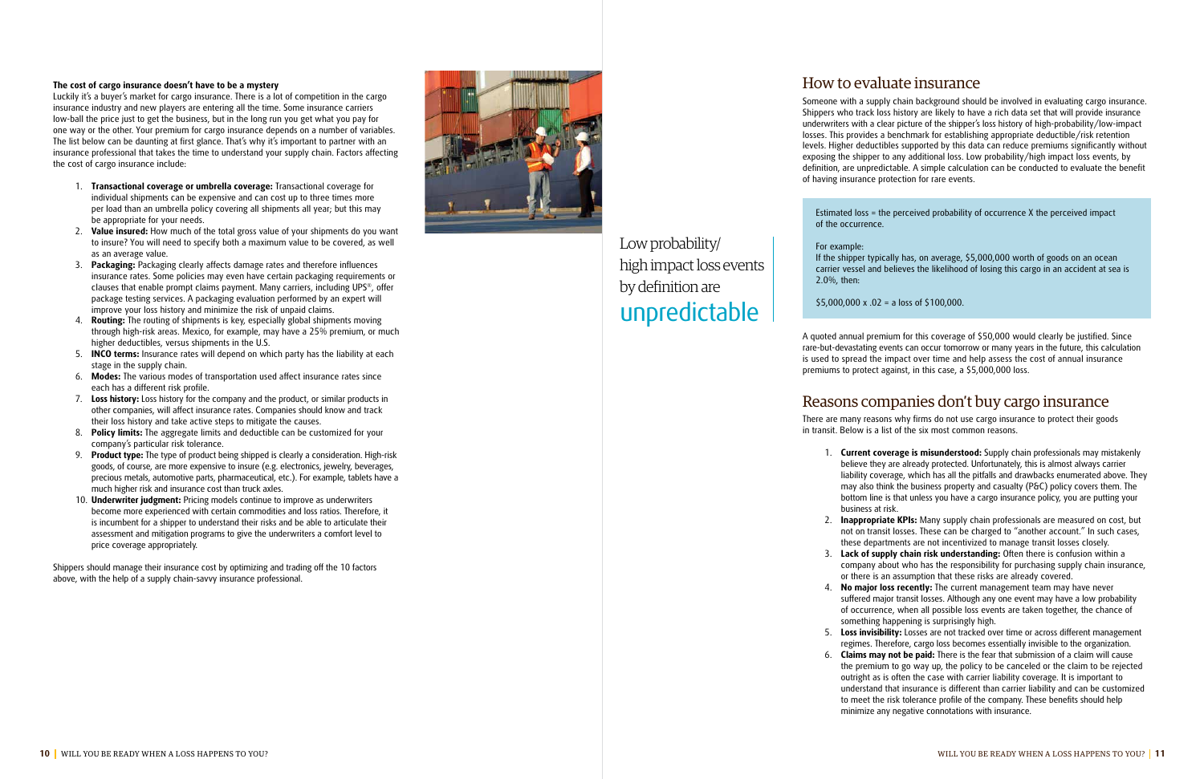**The cost of cargo insurance doesn't have to be a mystery**

Luckily it's a buyer's market for cargo insurance. There is a lot of competition in the cargo insurance industry and new players are entering all the time. Some insurance carriers low-ball the price just to get the business, but in the long run you get what you pay for one way or the other. Your premium for cargo insurance depends on a number of variables. The list below can be daunting at first glance. That's why it's important to partner with an insurance professional that takes the time to understand your supply chain. Factors affecting the cost of cargo insurance include:

1. **Transactional coverage or umbrella coverage:** Transactional coverage for individual shipments can be expensive and can cost up to three times more per load than an umbrella policy covering all shipments all year; but this may be appropriate for your needs.
2. **Value insured:** How much of the total gross value of your shipments do you want to insure? You will need to specify both a maximum value to be covered, as well as an average value.
3. **Packaging:** Packaging clearly affects damage rates and therefore influences insurance rates. Some policies may even have certain packaging requirements or clauses that enable prompt claims payment. Many carriers, including UPS®, offer package testing services. A packaging evaluation performed by an expert will improve your loss history and minimize the risk of unpaid claims.
4. **Routing:** The routing of shipments is key, especially global shipments moving through high-risk areas. Mexico, for example, may have a 25% premium, or much higher deductibles, versus shipments in the U.S.
5. **INCO terms:** Insurance rates will depend on which party has the liability at each stage in the supply chain.
6. **Modes:** The various modes of transportation used affect insurance rates since each has a different risk profile.
7. **Loss history:** Loss history for the company and the product, or similar products in other companies, will affect insurance rates. Companies should know and track their loss history and take active steps to mitigate the causes.
8. **Policy limits:** The aggregate limits and deductible can be customized for your company's particular risk tolerance.
9. **Product type:** The type of product being shipped is clearly a consideration. High-risk goods, of course, are more expensive to insure (e.g. electronics, jewelry, beverages, precious metals, automotive parts, pharmaceutical, etc.). For example, tablets have a much higher risk and insurance cost than truck axles.
10. **Underwriter judgment:** Pricing models continue to improve as underwriters become more experienced with certain commodities and loss ratios. Therefore, it is incumbent for a shipper to understand their risks and be able to articulate their assessment and mitigation programs to give the underwriters a comfort level to price coverage appropriately.

Shippers should manage their insurance cost by optimizing and trading off the 10 factors above, with the help of a supply chain-savvy insurance professional.

Low probability/ high impact loss events by definition are unpredictable

## How to evaluate insurance

Someone with a supply chain background should be involved in evaluating cargo insurance. Shippers who track loss history are likely to have a rich data set that will provide insurance underwriters with a clear picture of the shipper's loss history of high-probability/low-impact losses. This provides a benchmark for establishing appropriate deductible/risk retention levels. Higher deductibles supported by this data can reduce premiums significantly without exposing the shipper to any additional loss. Low probability/high impact loss events, by definition, are unpredictable. A simple calculation can be conducted to evaluate the benefit of having insurance protection for rare events.

Estimated loss = the perceived probability of occurrence X the perceived impact of the occurrence.

For example:
If the shipper typically has, on average, $5,000,000 worth of goods on an ocean carrier vessel and believes the likelihood of losing this cargo in an accident at sea is 2.0%, then:

$5,000,000 x .02 = a loss of $100,000.

A quoted annual premium for this coverage of $50,000 would clearly be justified. Since rare-but-devastating events can occur tomorrow or many years in the future, this calculation is used to spread the impact over time and help assess the cost of annual insurance premiums to protect against, in this case, a $5,000,000 loss.

## Reasons companies don't buy cargo insurance

There are many reasons why firms do not use cargo insurance to protect their goods in transit. Below is a list of the six most common reasons.

1. **Current coverage is misunderstood:** Supply chain professionals may mistakenly believe they are already protected. Unfortunately, this is almost always carrier liability coverage, which has all the pitfalls and drawbacks enumerated above. They may also think the business property and casualty (P&C) policy covers them. The bottom line is that unless you have a cargo insurance policy, you are putting your business at risk.
2. **Inappropriate KPIs:** Many supply chain professionals are measured on cost, but not on transit losses. These can be charged to "another account." In such cases, these departments are not incentivized to manage transit losses closely.
3. **Lack of supply chain risk understanding:** Often there is confusion within a company about who has the responsibility for purchasing supply chain insurance, or there is an assumption that these risks are already covered.
4. **No major loss recently:** The current management team may have never suffered major transit losses. Although any one event may have a low probability of occurrence, when all possible loss events are taken together, the chance of something happening is surprisingly high.
5. **Loss invisibility:** Losses are not tracked over time or across different management regimes. Therefore, cargo loss becomes essentially invisible to the organization.
6. **Claims may not be paid:** There is the fear that submission of a claim will cause the premium to go way up, the policy to be canceled or the claim to be rejected outright as is often the case with carrier liability coverage. It is important to understand that insurance is different than carrier liability and can be customized to meet the risk tolerance profile of the company. These benefits should help minimize any negative connotations with insurance.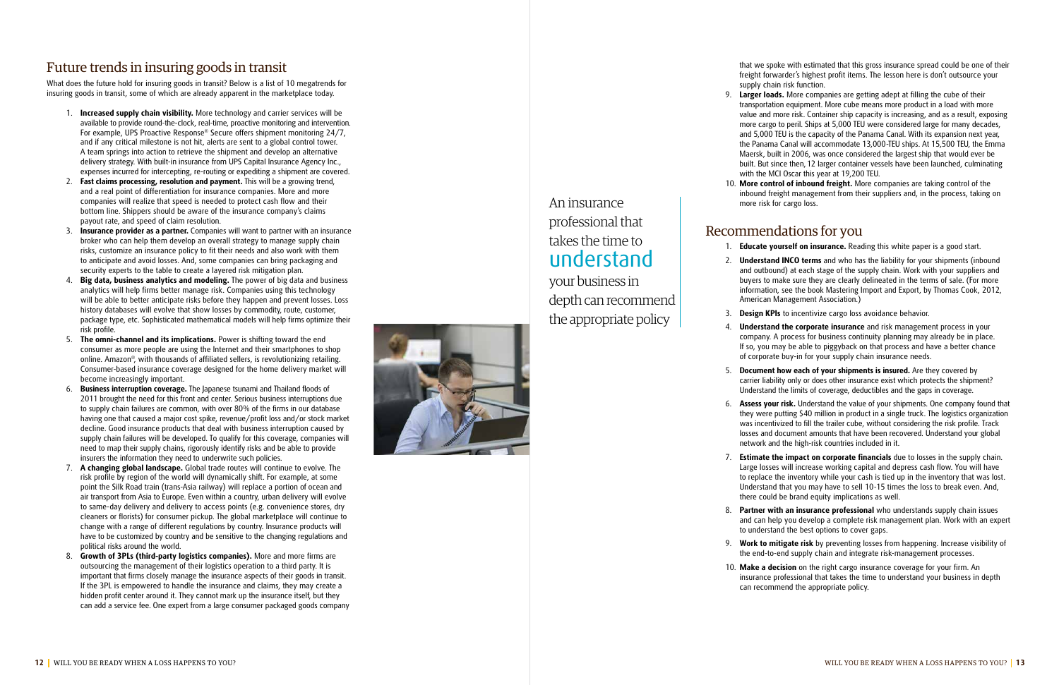## Future trends in insuring goods in transit

What does the future hold for insuring goods in transit? Below is a list of 10 megatrends for insuring goods in transit, some of which are already apparent in the marketplace today.

1. **Increased supply chain visibility.** More technology and carrier services will be available to provide round-the-clock, real-time, proactive monitoring and intervention. For example, UPS Proactive Response® Secure offers shipment monitoring 24/7, and if any critical milestone is not hit, alerts are sent to a global control tower. A team springs into action to retrieve the shipment and develop an alternative delivery strategy. With built-in insurance from UPS Capital Insurance Agency Inc., expenses incurred for intercepting, re-routing or expediting a shipment are covered.
2. **Fast claims processing, resolution and payment.** This will be a growing trend, and a real point of differentiation for insurance companies. More and more companies will realize that speed is needed to protect cash flow and their bottom line. Shippers should be aware of the insurance company's claims payout rate, and speed of claim resolution.
3. **Insurance provider as a partner.** Companies will want to partner with an insurance broker who can help them develop an overall strategy to manage supply chain risks, customize an insurance policy to fit their needs and also work with them to anticipate and avoid losses. And, some companies can bring packaging and security experts to the table to create a layered risk mitigation plan.
4. **Big data, business analytics and modeling.** The power of big data and business analytics will help firms better manage risk. Companies using this technology will be able to better anticipate risks before they happen and prevent losses. Loss history databases will evolve that show losses by commodity, route, customer, package type, etc. Sophisticated mathematical models will help firms optimize their risk profile.
5. **The omni-channel and its implications.** Power is shifting toward the end consumer as more people are using the Internet and their smartphones to shop online. Amazon®, with thousands of affiliated sellers, is revolutionizing retailing. Consumer-based insurance coverage designed for the home delivery market will become increasingly important.
6. **Business interruption coverage.** The Japanese tsunami and Thailand floods of 2011 brought the need for this front and center. Serious business interruptions due to supply chain failures are common, with over 80% of the firms in our database having one that caused a major cost spike, revenue/profit loss and/or stock market decline. Good insurance products that deal with business interruption caused by supply chain failures will be developed. To qualify for this coverage, companies will need to map their supply chains, rigorously identify risks and be able to provide insurers the information they need to underwrite such policies.
7. **A changing global landscape.** Global trade routes will continue to evolve. The risk profile by region of the world will dynamically shift. For example, at some point the Silk Road train (trans-Asia railway) will replace a portion of ocean and air transport from Asia to Europe. Even within a country, urban delivery will evolve to same-day delivery and delivery to access points (e.g. convenience stores, dry cleaners or florists) for consumer pickup. The global marketplace will continue to change with a range of different regulations by country. Insurance products will have to be customized by country and be sensitive to the changing regulations and political risks around the world.
8. **Growth of 3PLs (third-party logistics companies).** More and more firms are outsourcing the management of their logistics operation to a third party. It is important that firms closely manage the insurance aspects of their goods in transit. If the 3PL is empowered to handle the insurance and claims, they may create a hidden profit center around it. They cannot mark up the insurance itself, but they can add a service fee. One expert from a large consumer packaged goods company that we spoke with estimated that this gross insurance spread could be one of their freight forwarder's highest profit items. The lesson here is don't outsource your supply chain risk function.
9. **Larger loads.** More companies are getting adept at filling the cube of their transportation equipment. More cube means more product in a load with more value and more risk. Container ship capacity is increasing, and as a result, exposing more cargo to peril. Ships at 5,000 TEU were considered large for many decades, and 5,000 TEU is the capacity of the Panama Canal. With its expansion next year, the Panama Canal will accommodate 13,000-TEU ships. At 15,500 TEU, the Emma Maersk, built in 2006, was once considered the largest ship that would ever be built. But since then, 12 larger container vessels have been launched, culminating with the MCI Oscar this year at 19,200 TEU.
10. **More control of inbound freight.** More companies are taking control of the inbound freight management from their suppliers and, in the process, taking on more risk for cargo loss.

An insurance professional that takes the time to understand your business in depth can recommend the appropriate policy

## Recommendations for you

1. **Educate yourself on insurance.** Reading this white paper is a good start.
2. **Understand INCO terms** and who has the liability for your shipments (inbound and outbound) at each stage of the supply chain. Work with your suppliers and buyers to make sure they are clearly delineated in the terms of sale. (For more information, see the book Mastering Import and Export, by Thomas Cook, 2012, American Management Association.)
3. **Design KPIs** to incentivize cargo loss avoidance behavior.
4. **Understand the corporate insurance** and risk management process in your company. A process for business continuity planning may already be in place. If so, you may be able to piggyback on that process and have a better chance of corporate buy-in for your supply chain insurance needs.
5. **Document how each of your shipments is insured.** Are they covered by carrier liability only or does other insurance exist which protects the shipment? Understand the limits of coverage, deductibles and the gaps in coverage.
6. **Assess your risk.** Understand the value of your shipments. One company found that they were putting $40 million in product in a single truck. The logistics organization was incentivized to fill the trailer cube, without considering the risk profile. Track losses and document amounts that have been recovered. Understand your global network and the high-risk countries included in it.
7. **Estimate the impact on corporate financials** due to losses in the supply chain. Large losses will increase working capital and depress cash flow. You will have to replace the inventory while your cash is tied up in the inventory that was lost. Understand that you may have to sell 10-15 times the loss to break even. And, there could be brand equity implications as well.
8. **Partner with an insurance professional** who understands supply chain issues and can help you develop a complete risk management plan. Work with an expert to understand the best options to cover gaps.
9. **Work to mitigate risk** by preventing losses from happening. Increase visibility of the end-to-end supply chain and integrate risk-management processes.
10. **Make a decision** on the right cargo insurance coverage for your firm. An insurance professional that takes the time to understand your business in depth can recommend the appropriate policy.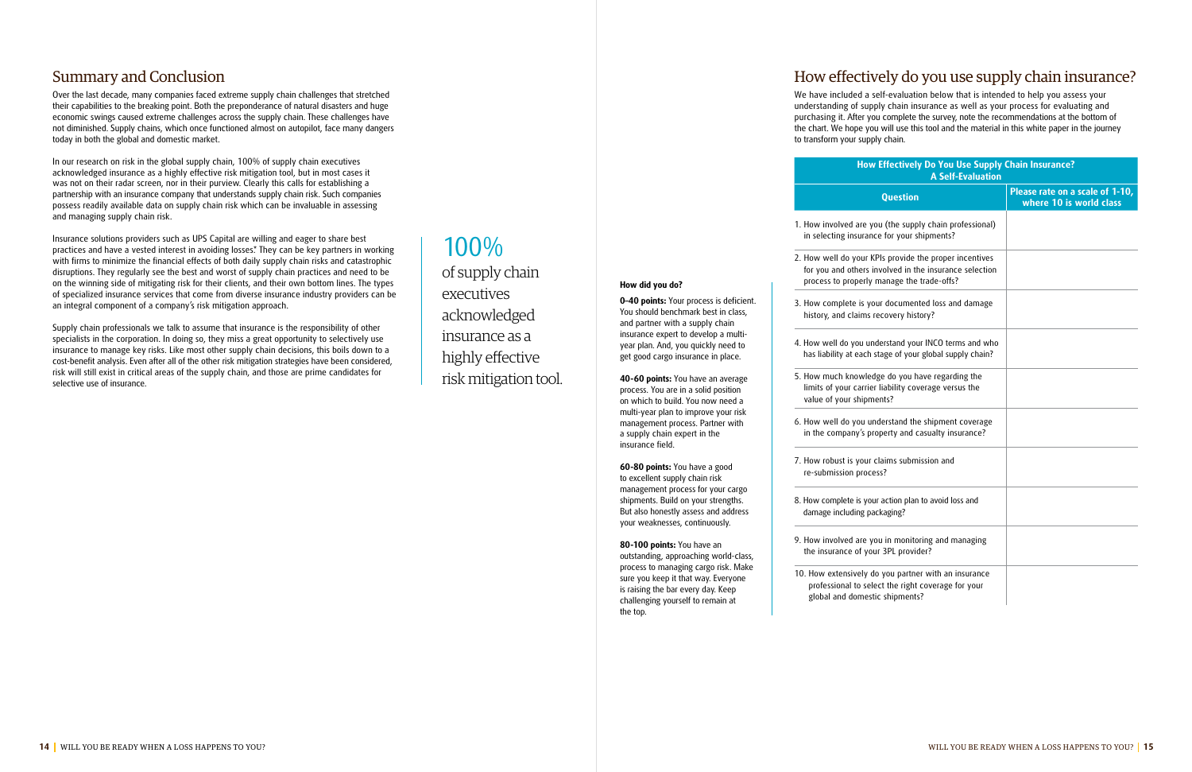## Summary and Conclusion

Over the last decade, many companies faced extreme supply chain challenges that stretched their capabilities to the breaking point. Both the preponderance of natural disasters and huge economic swings caused extreme challenges across the supply chain. These challenges have not diminished. Supply chains, which once functioned almost on autopilot, face many dangers today in both the global and domestic market.

In our research on risk in the global supply chain, 100% of supply chain executives acknowledged insurance as a highly effective risk mitigation tool, but in most cases it was not on their radar screen, nor in their purview. Clearly this calls for establishing a partnership with an insurance company that understands supply chain risk. Such companies possess readily available data on supply chain risk which can be invaluable in assessing and managing supply chain risk.

Insurance solutions providers such as UPS Capital are willing and eager to share best practices and have a vested interest in avoiding losses". They can be key partners in working with firms to minimize the financial effects of both daily supply chain risks and catastrophic disruptions. They regularly see the best and worst of supply chain practices and need to be on the winning side of mitigating risk for their clients, and their own bottom lines. The types of specialized insurance services that come from diverse insurance industry providers can be an integral component of a company's risk mitigation approach.

Supply chain professionals we talk to assume that insurance is the responsibility of other specialists in the corporation. In doing so, they miss a great opportunity to selectively use insurance to manage key risks. Like most other supply chain decisions, this boils down to a cost-benefit analysis. Even after all of the other risk mitigation strategies have been considered, risk will still exist in critical areas of the supply chain, and those are prime candidates for selective use of insurance.

> 100%
> of supply chain executives acknowledged insurance as a highly effective risk mitigation tool.

## How effectively do you use supply chain insurance?

We have included a self-evaluation below that is intended to help you assess your understanding of supply chain insurance as well as your process for evaluating and purchasing it. After you complete the survey, note the recommendations at the bottom of the chart. We hope you will use this tool and the material in this white paper in the journey to transform your supply chain.

**How Effectively Do You Use Supply Chain Insurance? A Self-Evaluation**

| Question | Please rate on a scale of 1-10, where 10 is world class |
|---|---|
| 1. How involved are you (the supply chain professional) in selecting insurance for your shipments? | |
| 2. How well do your KPIs provide the proper incentives for you and others involved in the insurance selection process to properly manage the trade-offs? | |
| 3. How complete is your documented loss and damage history, and claims recovery history? | |
| 4. How well do you understand your INCO terms and who has liability at each stage of your global supply chain? | |
| 5. How much knowledge do you have regarding the limits of your carrier liability coverage versus the value of your shipments? | |
| 6. How well do you understand the shipment coverage in the company's property and casualty insurance? | |
| 7. How robust is your claims submission and re-submission process? | |
| 8. How complete is your action plan to avoid loss and damage including packaging? | |
| 9. How involved are you in monitoring and managing the insurance of your 3PL provider? | |
| 10. How extensively do you partner with an insurance professional to select the right coverage for your global and domestic shipments? | |

**How did you do?**

**0–40 points:** Your process is deficient. You should benchmark best in class, and partner with a supply chain insurance expert to develop a multi-year plan. And, you quickly need to get good cargo insurance in place.

**40-60 points:** You have an average process. You are in a solid position on which to build. You now need a multi-year plan to improve your risk management process. Partner with a supply chain expert in the insurance field.

**60-80 points:** You have a good to excellent supply chain risk management process for your cargo shipments. Build on your strengths. But also honestly assess and address your weaknesses, continuously.

**80-100 points:** You have an outstanding, approaching world-class, process to managing cargo risk. Make sure you keep it that way. Everyone is raising the bar every day. Keep challenging yourself to remain at the top.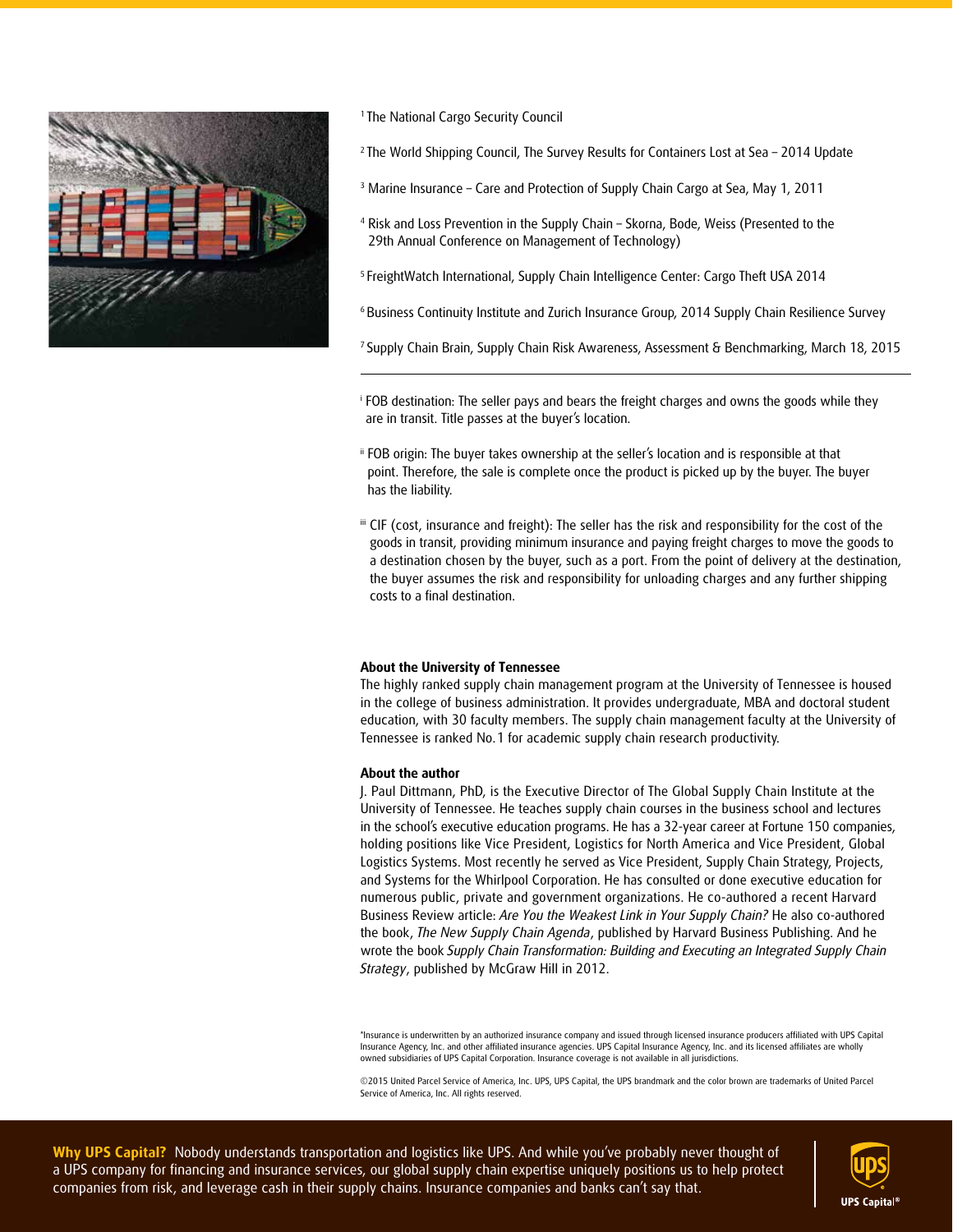[1] The National Cargo Security Council

[2] The World Shipping Council, The Survey Results for Containers Lost at Sea – 2014 Update

[3] Marine Insurance – Care and Protection of Supply Chain Cargo at Sea, May 1, 2011

[4] Risk and Loss Prevention in the Supply Chain – Skorna, Bode, Weiss (Presented to the 29th Annual Conference on Management of Technology)

[5] FreightWatch International, Supply Chain Intelligence Center: Cargo Theft USA 2014

[6] Business Continuity Institute and Zurich Insurance Group, 2014 Supply Chain Resilience Survey

[7] Supply Chain Brain, Supply Chain Risk Awareness, Assessment & Benchmarking, March 18, 2015

---

[i] FOB destination: The seller pays and bears the freight charges and owns the goods while they are in transit. Title passes at the buyer's location.

[ii] FOB origin: The buyer takes ownership at the seller's location and is responsible at that point. Therefore, the sale is complete once the product is picked up by the buyer. The buyer has the liability.

[iii] CIF (cost, insurance and freight): The seller has the risk and responsibility for the cost of the goods in transit, providing minimum insurance and paying freight charges to move the goods to a destination chosen by the buyer, such as a port. From the point of delivery at the destination, the buyer assumes the risk and responsibility for unloading charges and any further shipping costs to a final destination.

**About the University of Tennessee**

The highly ranked supply chain management program at the University of Tennessee is housed in the college of business administration. It provides undergraduate, MBA and doctoral student education, with 30 faculty members. The supply chain management faculty at the University of Tennessee is ranked No. 1 for academic supply chain research productivity.

**About the author**

J. Paul Dittmann, PhD, is the Executive Director of The Global Supply Chain Institute at the University of Tennessee. He teaches supply chain courses in the business school and lectures in the school's executive education programs. He has a 32-year career at Fortune 150 companies, holding positions like Vice President, Logistics for North America and Vice President, Global Logistics Systems. Most recently he served as Vice President, Supply Chain Strategy, Projects, and Systems for the Whirlpool Corporation. He has consulted or done executive education for numerous public, private and government organizations. He co-authored a recent Harvard Business Review article: *Are You the Weakest Link in Your Supply Chain?* He also co-authored the book, *The New Supply Chain Agenda*, published by Harvard Business Publishing. And he wrote the book *Supply Chain Transformation: Building and Executing an Integrated Supply Chain Strategy*, published by McGraw Hill in 2012.

*Insurance is underwritten by an authorized insurance company and issued through licensed insurance producers affiliated with UPS Capital Insurance Agency, Inc. and other affiliated insurance agencies. UPS Capital Insurance Agency, Inc. and its licensed affiliates are wholly owned subsidiaries of UPS Capital Corporation. Insurance coverage is not available in all jurisdictions.

©2015 United Parcel Service of America, Inc. UPS, UPS Capital, the UPS brandmark and the color brown are trademarks of United Parcel Service of America, Inc. All rights reserved.

**Why UPS Capital?** Nobody understands transportation and logistics like UPS. And while you've probably never thought of a UPS company for financing and insurance services, our global supply chain expertise uniquely positions us to help protect companies from risk, and leverage cash in their supply chains. Insurance companies and banks can't say that.

UPS Capital®